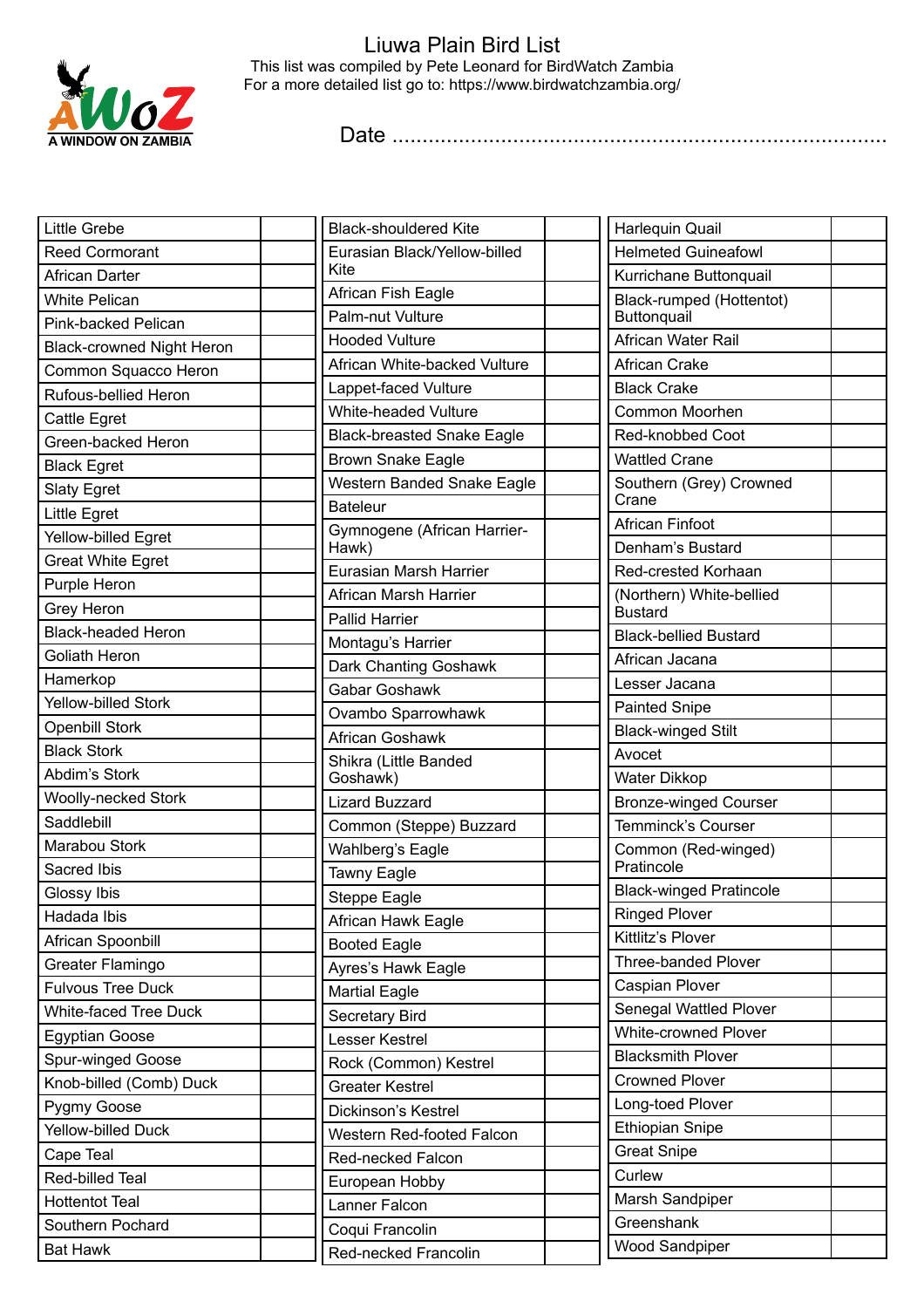# Liuwa Plain Bird List

This list was compiled by Pete Leonard for BirdWatch Zambia
For a more detailed list go to: https://www.birdwatchzambia.org/

A WINDOW ON ZAMBIA

Date ..................................................................................

| Species | |
|---|---|
| Little Grebe | |
| Reed Cormorant | |
| African Darter | |
| White Pelican | |
| Pink-backed Pelican | |
| Black-crowned Night Heron | |
| Common Squacco Heron | |
| Rufous-bellied Heron | |
| Cattle Egret | |
| Green-backed Heron | |
| Black Egret | |
| Slaty Egret | |
| Little Egret | |
| Yellow-billed Egret | |
| Great White Egret | |
| Purple Heron | |
| Grey Heron | |
| Black-headed Heron | |
| Goliath Heron | |
| Hamerkop | |
| Yellow-billed Stork | |
| Openbill Stork | |
| Black Stork | |
| Abdim's Stork | |
| Woolly-necked Stork | |
| Saddlebill | |
| Marabou Stork | |
| Sacred Ibis | |
| Glossy Ibis | |
| Hadada Ibis | |
| African Spoonbill | |
| Greater Flamingo | |
| Fulvous Tree Duck | |
| White-faced Tree Duck | |
| Egyptian Goose | |
| Spur-winged Goose | |
| Knob-billed (Comb) Duck | |
| Pygmy Goose | |
| Yellow-billed Duck | |
| Cape Teal | |
| Red-billed Teal | |
| Hottentot Teal | |
| Southern Pochard | |
| Bat Hawk | |

| Species | |
|---|---|
| Black-shouldered Kite | |
| Eurasian Black/Yellow-billed Kite | |
| African Fish Eagle | |
| Palm-nut Vulture | |
| Hooded Vulture | |
| African White-backed Vulture | |
| Lappet-faced Vulture | |
| White-headed Vulture | |
| Black-breasted Snake Eagle | |
| Brown Snake Eagle | |
| Western Banded Snake Eagle | |
| Bateleur | |
| Gymnogene (African Harrier-Hawk) | |
| Eurasian Marsh Harrier | |
| African Marsh Harrier | |
| Pallid Harrier | |
| Montagu's Harrier | |
| Dark Chanting Goshawk | |
| Gabar Goshawk | |
| Ovambo Sparrowhawk | |
| African Goshawk | |
| Shikra (Little Banded Goshawk) | |
| Lizard Buzzard | |
| Common (Steppe) Buzzard | |
| Wahlberg's Eagle | |
| Tawny Eagle | |
| Steppe Eagle | |
| African Hawk Eagle | |
| Booted Eagle | |
| Ayres's Hawk Eagle | |
| Martial Eagle | |
| Secretary Bird | |
| Lesser Kestrel | |
| Rock (Common) Kestrel | |
| Greater Kestrel | |
| Dickinson's Kestrel | |
| Western Red-footed Falcon | |
| Red-necked Falcon | |
| European Hobby | |
| Lanner Falcon | |
| Coqui Francolin | |
| Red-necked Francolin | |

| Species | |
|---|---|
| Harlequin Quail | |
| Helmeted Guineafowl | |
| Kurrichane Buttonquail | |
| Black-rumped (Hottentot) Buttonquail | |
| African Water Rail | |
| African Crake | |
| Black Crake | |
| Common Moorhen | |
| Red-knobbed Coot | |
| Wattled Crane | |
| Southern (Grey) Crowned Crane | |
| African Finfoot | |
| Denham's Bustard | |
| Red-crested Korhaan | |
| (Northern) White-bellied Bustard | |
| Black-bellied Bustard | |
| African Jacana | |
| Lesser Jacana | |
| Painted Snipe | |
| Black-winged Stilt | |
| Avocet | |
| Water Dikkop | |
| Bronze-winged Courser | |
| Temminck's Courser | |
| Common (Red-winged) Pratincole | |
| Black-winged Pratincole | |
| Ringed Plover | |
| Kittlitz's Plover | |
| Three-banded Plover | |
| Caspian Plover | |
| Senegal Wattled Plover | |
| White-crowned Plover | |
| Blacksmith Plover | |
| Crowned Plover | |
| Long-toed Plover | |
| Ethiopian Snipe | |
| Great Snipe | |
| Curlew | |
| Marsh Sandpiper | |
| Greenshank | |
| Wood Sandpiper | |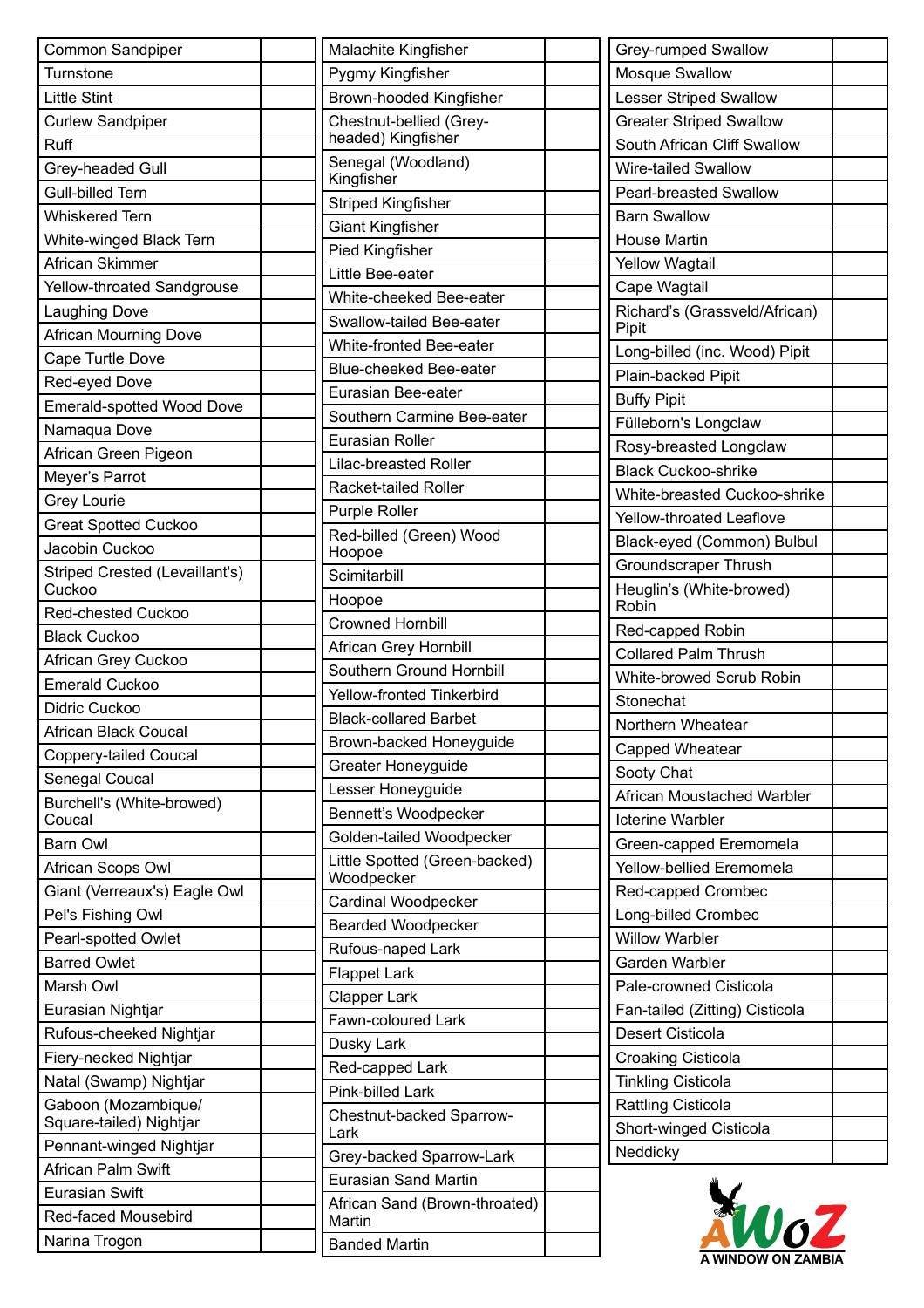| Bird | |
|---|---|
| Common Sandpiper | |
| Turnstone | |
| Little Stint | |
| Curlew Sandpiper | |
| Ruff | |
| Grey-headed Gull | |
| Gull-billed Tern | |
| Whiskered Tern | |
| White-winged Black Tern | |
| African Skimmer | |
| Yellow-throated Sandgrouse | |
| Laughing Dove | |
| African Mourning Dove | |
| Cape Turtle Dove | |
| Red-eyed Dove | |
| Emerald-spotted Wood Dove | |
| Namaqua Dove | |
| African Green Pigeon | |
| Meyer's Parrot | |
| Grey Lourie | |
| Great Spotted Cuckoo | |
| Jacobin Cuckoo | |
| Striped Crested (Levaillant's) Cuckoo | |
| Red-chested Cuckoo | |
| Black Cuckoo | |
| African Grey Cuckoo | |
| Emerald Cuckoo | |
| Didric Cuckoo | |
| African Black Coucal | |
| Coppery-tailed Coucal | |
| Senegal Coucal | |
| Burchell's (White-browed) Coucal | |
| Barn Owl | |
| African Scops Owl | |
| Giant (Verreaux's) Eagle Owl | |
| Pel's Fishing Owl | |
| Pearl-spotted Owlet | |
| Barred Owlet | |
| Marsh Owl | |
| Eurasian Nightjar | |
| Rufous-cheeked Nightjar | |
| Fiery-necked Nightjar | |
| Natal (Swamp) Nightjar | |
| Gaboon (Mozambique/ Square-tailed) Nightjar | |
| Pennant-winged Nightjar | |
| African Palm Swift | |
| Eurasian Swift | |
| Red-faced Mousebird | |
| Narina Trogon | |
| Malachite Kingfisher | |
| Pygmy Kingfisher | |
| Brown-hooded Kingfisher | |
| Chestnut-bellied (Grey-headed) Kingfisher | |
| Senegal (Woodland) Kingfisher | |
| Striped Kingfisher | |
| Giant Kingfisher | |
| Pied Kingfisher | |
| Little Bee-eater | |
| White-cheeked Bee-eater | |
| Swallow-tailed Bee-eater | |
| White-fronted Bee-eater | |
| Blue-cheeked Bee-eater | |
| Eurasian Bee-eater | |
| Southern Carmine Bee-eater | |
| Eurasian Roller | |
| Lilac-breasted Roller | |
| Racket-tailed Roller | |
| Purple Roller | |
| Red-billed (Green) Wood Hoopoe | |
| Scimitarbill | |
| Hoopoe | |
| Crowned Hornbill | |
| African Grey Hornbill | |
| Southern Ground Hornbill | |
| Yellow-fronted Tinkerbird | |
| Black-collared Barbet | |
| Brown-backed Honeyguide | |
| Greater Honeyguide | |
| Lesser Honeyguide | |
| Bennett's Woodpecker | |
| Golden-tailed Woodpecker | |
| Little Spotted (Green-backed) Woodpecker | |
| Cardinal Woodpecker | |
| Bearded Woodpecker | |
| Rufous-naped Lark | |
| Flappet Lark | |
| Clapper Lark | |
| Fawn-coloured Lark | |
| Dusky Lark | |
| Red-capped Lark | |
| Pink-billed Lark | |
| Chestnut-backed Sparrow-Lark | |
| Grey-backed Sparrow-Lark | |
| Eurasian Sand Martin | |
| African Sand (Brown-throated) Martin | |
| Banded Martin | |
| Grey-rumped Swallow | |
| Mosque Swallow | |
| Lesser Striped Swallow | |
| Greater Striped Swallow | |
| South African Cliff Swallow | |
| Wire-tailed Swallow | |
| Pearl-breasted Swallow | |
| Barn Swallow | |
| House Martin | |
| Yellow Wagtail | |
| Cape Wagtail | |
| Richard's (Grassveld/African) Pipit | |
| Long-billed (inc. Wood) Pipit | |
| Plain-backed Pipit | |
| Buffy Pipit | |
| Fülleborn's Longclaw | |
| Rosy-breasted Longclaw | |
| Black Cuckoo-shrike | |
| White-breasted Cuckoo-shrike | |
| Yellow-throated Leaflove | |
| Black-eyed (Common) Bulbul | |
| Groundscraper Thrush | |
| Heuglin's (White-browed) Robin | |
| Red-capped Robin | |
| Collared Palm Thrush | |
| White-browed Scrub Robin | |
| Stonechat | |
| Northern Wheatear | |
| Capped Wheatear | |
| Sooty Chat | |
| African Moustached Warbler | |
| Icterine Warbler | |
| Green-capped Eremomela | |
| Yellow-bellied Eremomela | |
| Red-capped Crombec | |
| Long-billed Crombec | |
| Willow Warbler | |
| Garden Warbler | |
| Pale-crowned Cisticola | |
| Fan-tailed (Zitting) Cisticola | |
| Desert Cisticola | |
| Croaking Cisticola | |
| Tinkling Cisticola | |
| Rattling Cisticola | |
| Short-winged Cisticola | |
| Neddicky | |

AWOZ
A WINDOW ON ZAMBIA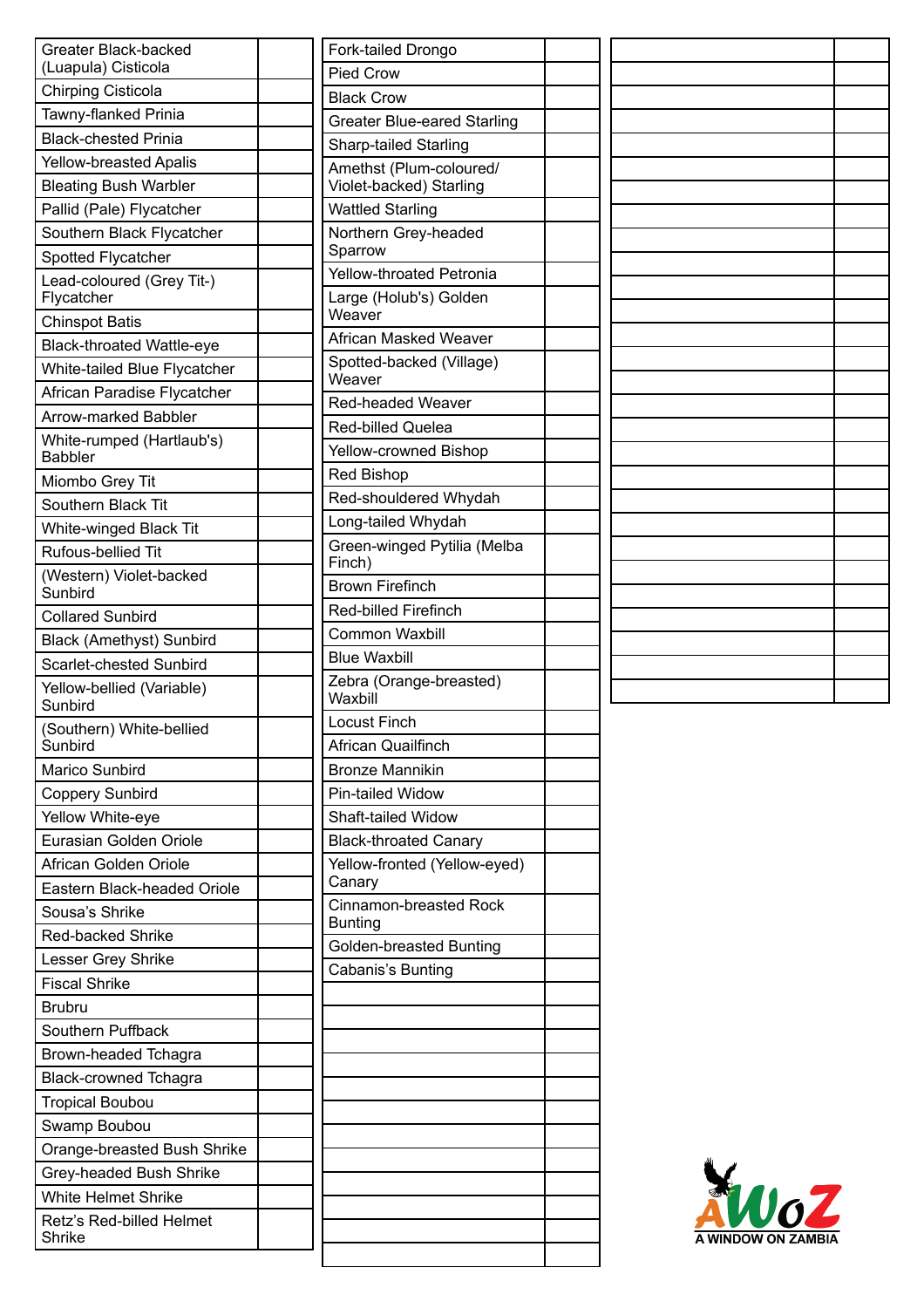| | |
|---|---|
| Greater Black-backed (Luapula) Cisticola | |
| Chirping Cisticola | |
| Tawny-flanked Prinia | |
| Black-chested Prinia | |
| Yellow-breasted Apalis | |
| Bleating Bush Warbler | |
| Pallid (Pale) Flycatcher | |
| Southern Black Flycatcher | |
| Spotted Flycatcher | |
| Lead-coloured (Grey Tit-) Flycatcher | |
| Chinspot Batis | |
| Black-throated Wattle-eye | |
| White-tailed Blue Flycatcher | |
| African Paradise Flycatcher | |
| Arrow-marked Babbler | |
| White-rumped (Hartlaub's) Babbler | |
| Miombo Grey Tit | |
| Southern Black Tit | |
| White-winged Black Tit | |
| Rufous-bellied Tit | |
| (Western) Violet-backed Sunbird | |
| Collared Sunbird | |
| Black (Amethyst) Sunbird | |
| Scarlet-chested Sunbird | |
| Yellow-bellied (Variable) Sunbird | |
| (Southern) White-bellied Sunbird | |
| Marico Sunbird | |
| Coppery Sunbird | |
| Yellow White-eye | |
| Eurasian Golden Oriole | |
| African Golden Oriole | |
| Eastern Black-headed Oriole | |
| Sousa's Shrike | |
| Red-backed Shrike | |
| Lesser Grey Shrike | |
| Fiscal Shrike | |
| Brubru | |
| Southern Puffback | |
| Brown-headed Tchagra | |
| Black-crowned Tchagra | |
| Tropical Boubou | |
| Swamp Boubou | |
| Orange-breasted Bush Shrike | |
| Grey-headed Bush Shrike | |
| White Helmet Shrike | |
| Retz's Red-billed Helmet Shrike | |

| | |
|---|---|
| Fork-tailed Drongo | |
| Pied Crow | |
| Black Crow | |
| Greater Blue-eared Starling | |
| Sharp-tailed Starling | |
| Amethst (Plum-coloured/ Violet-backed) Starling | |
| Wattled Starling | |
| Northern Grey-headed Sparrow | |
| Yellow-throated Petronia | |
| Large (Holub's) Golden Weaver | |
| African Masked Weaver | |
| Spotted-backed (Village) Weaver | |
| Red-headed Weaver | |
| Red-billed Quelea | |
| Yellow-crowned Bishop | |
| Red Bishop | |
| Red-shouldered Whydah | |
| Long-tailed Whydah | |
| Green-winged Pytilia (Melba Finch) | |
| Brown Firefinch | |
| Red-billed Firefinch | |
| Common Waxbill | |
| Blue Waxbill | |
| Zebra (Orange-breasted) Waxbill | |
| Locust Finch | |
| African Quailfinch | |
| Bronze Mannikin | |
| Pin-tailed Widow | |
| Shaft-tailed Widow | |
| Black-throated Canary | |
| Yellow-fronted (Yellow-eyed) Canary | |
| Cinnamon-breasted Rock Bunting | |
| Golden-breasted Bunting | |
| Cabanis's Bunting | |
| | |
| | |
| | |
| | |
| | |
| | |
| | |
| | |
| | |
| | |
| | |
| | |

| | |
|---|---|
| | |
| | |
| | |
| | |
| | |
| | |
| | |
| | |
| | |
| | |
| | |
| | |
| | |
| | |
| | |
| | |
| | |
| | |
| | |
| | |
| | |
| | |
| | |
| | |
| | |
| | |
| | |
| | |

AWoZ
A WINDOW ON ZAMBIA